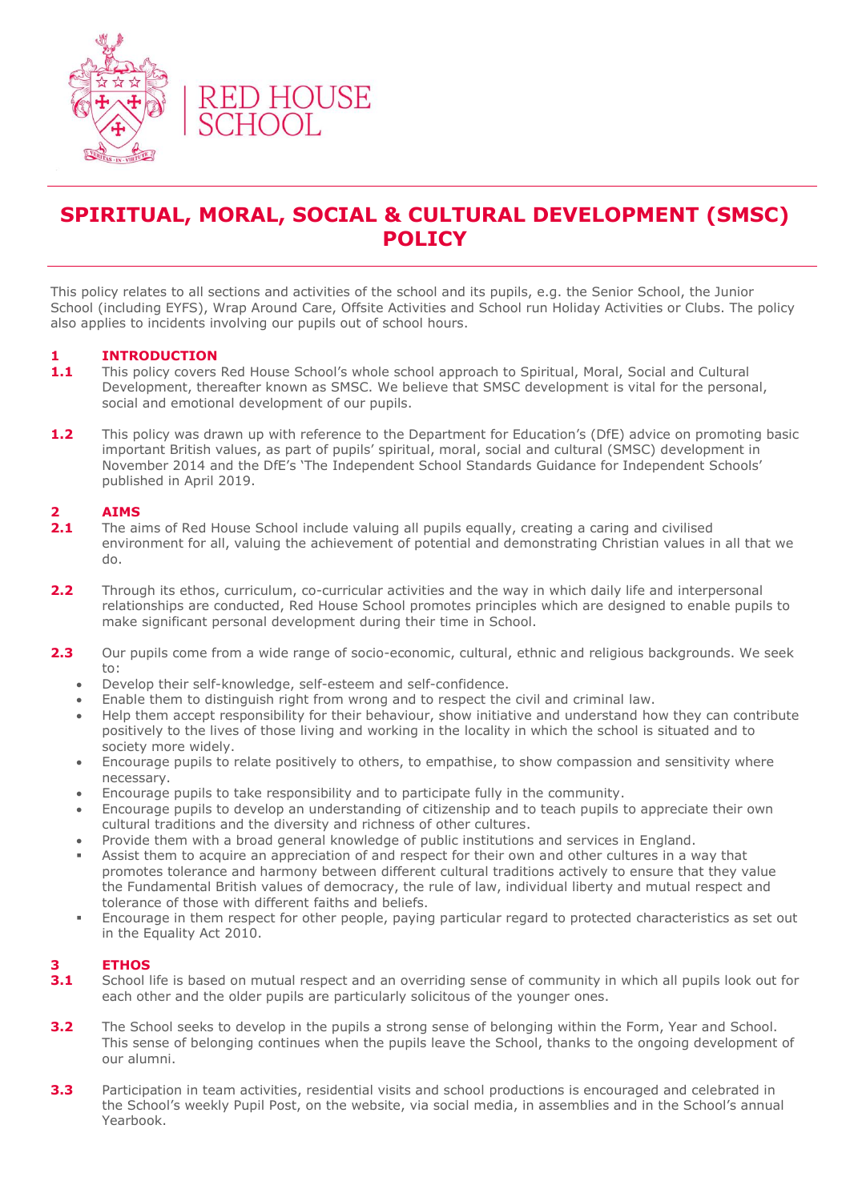RED HOUSE SCHOOL

# SPIRITUAL, MORAL, SOCIAL & CULTURAL DEVELOPMENT (SMSC) POLICY

This policy relates to all sections and activities of the school and its pupils, e.g. the Senior School, the Junior School (including EYFS), Wrap Around Care, Offsite Activities and School run Holiday Activities or Clubs. The policy also applies to incidents involving our pupils out of school hours.

## 1 INTRODUCTION

**1.1** This policy covers Red House School's whole school approach to Spiritual, Moral, Social and Cultural Development, thereafter known as SMSC. We believe that SMSC development is vital for the personal, social and emotional development of our pupils.

**1.2** This policy was drawn up with reference to the Department for Education's (DfE) advice on promoting basic important British values, as part of pupils' spiritual, moral, social and cultural (SMSC) development in November 2014 and the DfE's 'The Independent School Standards Guidance for Independent Schools' published in April 2019.

## 2 AIMS

**2.1** The aims of Red House School include valuing all pupils equally, creating a caring and civilised environment for all, valuing the achievement of potential and demonstrating Christian values in all that we do.

**2.2** Through its ethos, curriculum, co-curricular activities and the way in which daily life and interpersonal relationships are conducted, Red House School promotes principles which are designed to enable pupils to make significant personal development during their time in School.

**2.3** Our pupils come from a wide range of socio-economic, cultural, ethnic and religious backgrounds. We seek to:

- Develop their self-knowledge, self-esteem and self-confidence.
- Enable them to distinguish right from wrong and to respect the civil and criminal law.
- Help them accept responsibility for their behaviour, show initiative and understand how they can contribute positively to the lives of those living and working in the locality in which the school is situated and to society more widely.
- Encourage pupils to relate positively to others, to empathise, to show compassion and sensitivity where necessary.
- Encourage pupils to take responsibility and to participate fully in the community.
- Encourage pupils to develop an understanding of citizenship and to teach pupils to appreciate their own cultural traditions and the diversity and richness of other cultures.
- Provide them with a broad general knowledge of public institutions and services in England.
- Assist them to acquire an appreciation of and respect for their own and other cultures in a way that promotes tolerance and harmony between different cultural traditions actively to ensure that they value the Fundamental British values of democracy, the rule of law, individual liberty and mutual respect and tolerance of those with different faiths and beliefs.
- Encourage in them respect for other people, paying particular regard to protected characteristics as set out in the Equality Act 2010.

## 3 ETHOS

**3.1** School life is based on mutual respect and an overriding sense of community in which all pupils look out for each other and the older pupils are particularly solicitous of the younger ones.

**3.2** The School seeks to develop in the pupils a strong sense of belonging within the Form, Year and School. This sense of belonging continues when the pupils leave the School, thanks to the ongoing development of our alumni.

**3.3** Participation in team activities, residential visits and school productions is encouraged and celebrated in the School's weekly Pupil Post, on the website, via social media, in assemblies and in the School's annual Yearbook.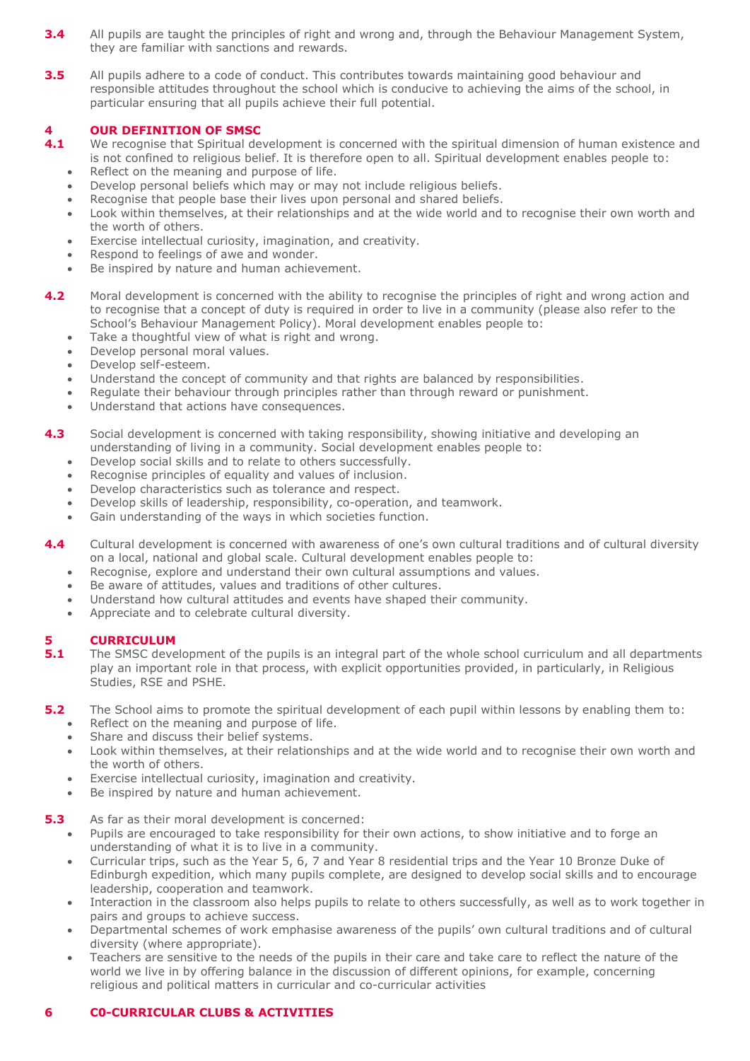**3.4** All pupils are taught the principles of right and wrong and, through the Behaviour Management System, they are familiar with sanctions and rewards.

**3.5** All pupils adhere to a code of conduct. This contributes towards maintaining good behaviour and responsible attitudes throughout the school which is conducive to achieving the aims of the school, in particular ensuring that all pupils achieve their full potential.

## 4 OUR DEFINITION OF SMSC

**4.1** We recognise that Spiritual development is concerned with the spiritual dimension of human existence and is not confined to religious belief. It is therefore open to all. Spiritual development enables people to:

- Reflect on the meaning and purpose of life.
- Develop personal beliefs which may or may not include religious beliefs.
- Recognise that people base their lives upon personal and shared beliefs.
- Look within themselves, at their relationships and at the wide world and to recognise their own worth and the worth of others.
- Exercise intellectual curiosity, imagination, and creativity.
- Respond to feelings of awe and wonder.
- Be inspired by nature and human achievement.

**4.2** Moral development is concerned with the ability to recognise the principles of right and wrong action and to recognise that a concept of duty is required in order to live in a community (please also refer to the School's Behaviour Management Policy). Moral development enables people to:

- Take a thoughtful view of what is right and wrong.
- Develop personal moral values.
- Develop self-esteem.
- Understand the concept of community and that rights are balanced by responsibilities.
- Regulate their behaviour through principles rather than through reward or punishment.
- Understand that actions have consequences.

**4.3** Social development is concerned with taking responsibility, showing initiative and developing an understanding of living in a community. Social development enables people to:

- Develop social skills and to relate to others successfully.
- Recognise principles of equality and values of inclusion.
- Develop characteristics such as tolerance and respect.
- Develop skills of leadership, responsibility, co-operation, and teamwork.
- Gain understanding of the ways in which societies function.

**4.4** Cultural development is concerned with awareness of one's own cultural traditions and of cultural diversity on a local, national and global scale. Cultural development enables people to:

- Recognise, explore and understand their own cultural assumptions and values.
- Be aware of attitudes, values and traditions of other cultures.
- Understand how cultural attitudes and events have shaped their community.
- Appreciate and to celebrate cultural diversity.

## 5 CURRICULUM

**5.1** The SMSC development of the pupils is an integral part of the whole school curriculum and all departments play an important role in that process, with explicit opportunities provided, in particularly, in Religious Studies, RSE and PSHE.

**5.2** The School aims to promote the spiritual development of each pupil within lessons by enabling them to:

- Reflect on the meaning and purpose of life.
- Share and discuss their belief systems.
- Look within themselves, at their relationships and at the wide world and to recognise their own worth and the worth of others.
- Exercise intellectual curiosity, imagination and creativity.
- Be inspired by nature and human achievement.

**5.3** As far as their moral development is concerned:

- Pupils are encouraged to take responsibility for their own actions, to show initiative and to forge an understanding of what it is to live in a community.
- Curricular trips, such as the Year 5, 6, 7 and Year 8 residential trips and the Year 10 Bronze Duke of Edinburgh expedition, which many pupils complete, are designed to develop social skills and to encourage leadership, cooperation and teamwork.
- Interaction in the classroom also helps pupils to relate to others successfully, as well as to work together in pairs and groups to achieve success.
- Departmental schemes of work emphasise awareness of the pupils' own cultural traditions and of cultural diversity (where appropriate).
- Teachers are sensitive to the needs of the pupils in their care and take care to reflect the nature of the world we live in by offering balance in the discussion of different opinions, for example, concerning religious and political matters in curricular and co-curricular activities

## 6 C0-CURRICULAR CLUBS & ACTIVITIES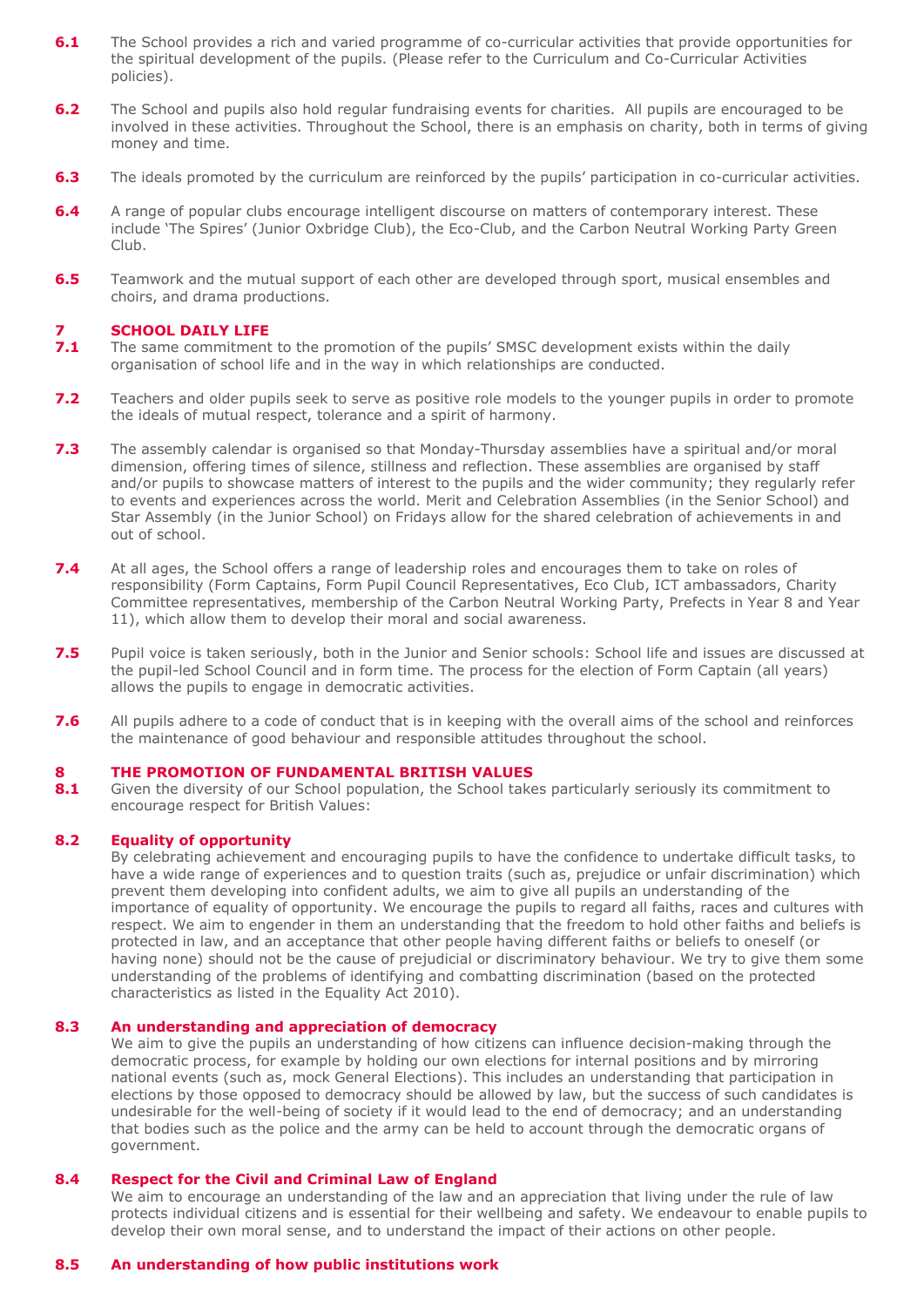**6.1** The School provides a rich and varied programme of co-curricular activities that provide opportunities for the spiritual development of the pupils. (Please refer to the Curriculum and Co-Curricular Activities policies).

**6.2** The School and pupils also hold regular fundraising events for charities. All pupils are encouraged to be involved in these activities. Throughout the School, there is an emphasis on charity, both in terms of giving money and time.

**6.3** The ideals promoted by the curriculum are reinforced by the pupils' participation in co-curricular activities.

**6.4** A range of popular clubs encourage intelligent discourse on matters of contemporary interest. These include 'The Spires' (Junior Oxbridge Club), the Eco-Club, and the Carbon Neutral Working Party Green Club.

**6.5** Teamwork and the mutual support of each other are developed through sport, musical ensembles and choirs, and drama productions.

## 7 SCHOOL DAILY LIFE

**7.1** The same commitment to the promotion of the pupils' SMSC development exists within the daily organisation of school life and in the way in which relationships are conducted.

**7.2** Teachers and older pupils seek to serve as positive role models to the younger pupils in order to promote the ideals of mutual respect, tolerance and a spirit of harmony.

**7.3** The assembly calendar is organised so that Monday-Thursday assemblies have a spiritual and/or moral dimension, offering times of silence, stillness and reflection. These assemblies are organised by staff and/or pupils to showcase matters of interest to the pupils and the wider community; they regularly refer to events and experiences across the world. Merit and Celebration Assemblies (in the Senior School) and Star Assembly (in the Junior School) on Fridays allow for the shared celebration of achievements in and out of school.

**7.4** At all ages, the School offers a range of leadership roles and encourages them to take on roles of responsibility (Form Captains, Form Pupil Council Representatives, Eco Club, ICT ambassadors, Charity Committee representatives, membership of the Carbon Neutral Working Party, Prefects in Year 8 and Year 11), which allow them to develop their moral and social awareness.

**7.5** Pupil voice is taken seriously, both in the Junior and Senior schools: School life and issues are discussed at the pupil-led School Council and in form time. The process for the election of Form Captain (all years) allows the pupils to engage in democratic activities.

**7.6** All pupils adhere to a code of conduct that is in keeping with the overall aims of the school and reinforces the maintenance of good behaviour and responsible attitudes throughout the school.

## 8 THE PROMOTION OF FUNDAMENTAL BRITISH VALUES

**8.1** Given the diversity of our School population, the School takes particularly seriously its commitment to encourage respect for British Values:

### 8.2 Equality of opportunity

By celebrating achievement and encouraging pupils to have the confidence to undertake difficult tasks, to have a wide range of experiences and to question traits (such as, prejudice or unfair discrimination) which prevent them developing into confident adults, we aim to give all pupils an understanding of the importance of equality of opportunity. We encourage the pupils to regard all faiths, races and cultures with respect. We aim to engender in them an understanding that the freedom to hold other faiths and beliefs is protected in law, and an acceptance that other people having different faiths or beliefs to oneself (or having none) should not be the cause of prejudicial or discriminatory behaviour. We try to give them some understanding of the problems of identifying and combatting discrimination (based on the protected characteristics as listed in the Equality Act 2010).

### 8.3 An understanding and appreciation of democracy

We aim to give the pupils an understanding of how citizens can influence decision-making through the democratic process, for example by holding our own elections for internal positions and by mirroring national events (such as, mock General Elections). This includes an understanding that participation in elections by those opposed to democracy should be allowed by law, but the success of such candidates is undesirable for the well-being of society if it would lead to the end of democracy; and an understanding that bodies such as the police and the army can be held to account through the democratic organs of government.

### 8.4 Respect for the Civil and Criminal Law of England

We aim to encourage an understanding of the law and an appreciation that living under the rule of law protects individual citizens and is essential for their wellbeing and safety. We endeavour to enable pupils to develop their own moral sense, and to understand the impact of their actions on other people.

### 8.5 An understanding of how public institutions work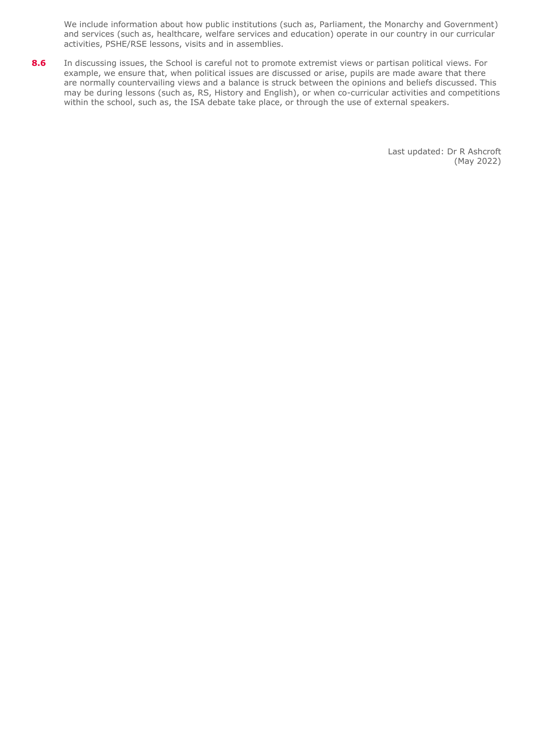We include information about how public institutions (such as, Parliament, the Monarchy and Government) and services (such as, healthcare, welfare services and education) operate in our country in our curricular activities, PSHE/RSE lessons, visits and in assemblies.

**8.6** In discussing issues, the School is careful not to promote extremist views or partisan political views. For example, we ensure that, when political issues are discussed or arise, pupils are made aware that there are normally countervailing views and a balance is struck between the opinions and beliefs discussed. This may be during lessons (such as, RS, History and English), or when co-curricular activities and competitions within the school, such as, the ISA debate take place, or through the use of external speakers.

Last updated: Dr R Ashcroft
(May 2022)